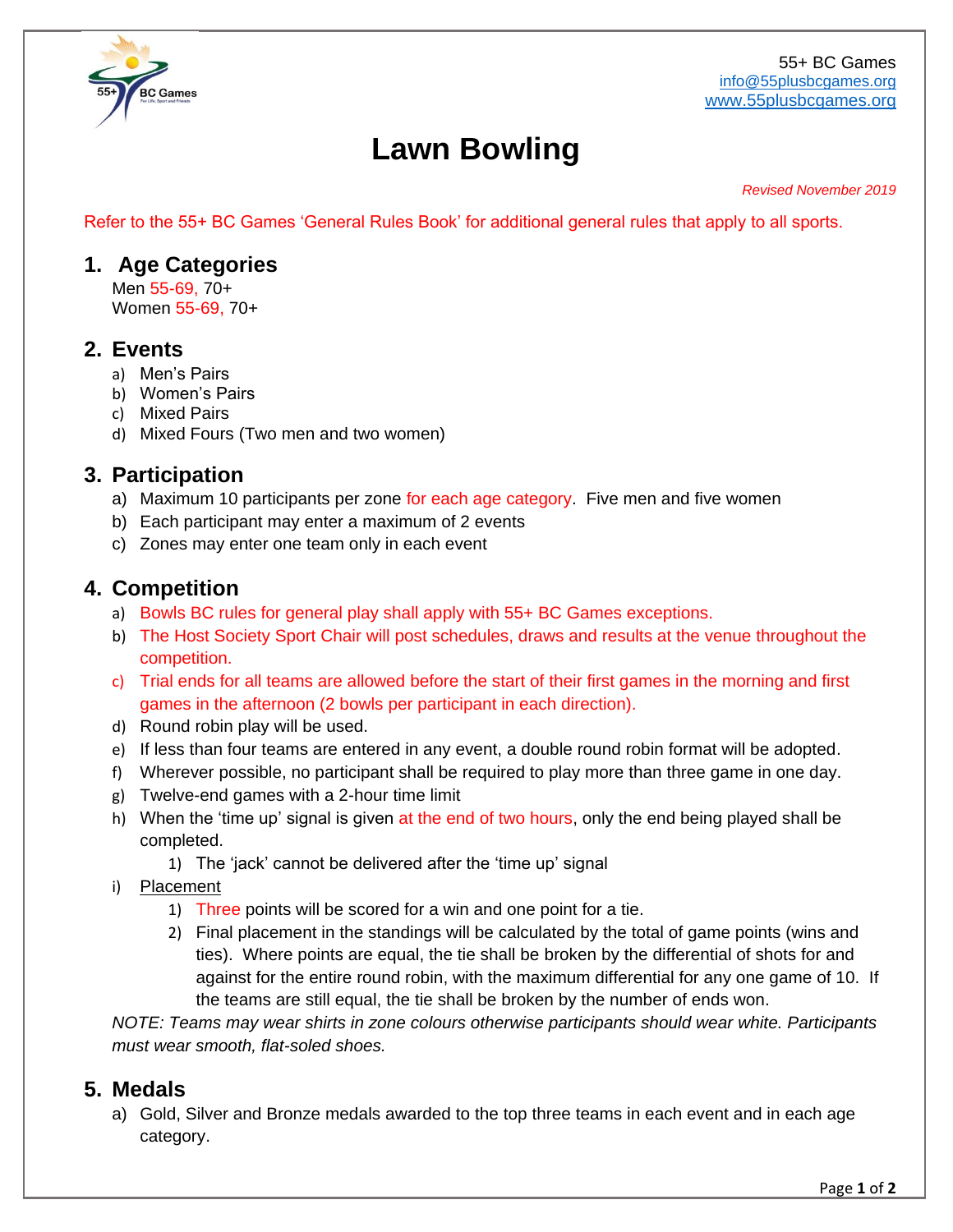55+ BC Games
info@55plusbcgames.org
www.55plusbcgames.org

# Lawn Bowling

*Revised November 2019*

Refer to the 55+ BC Games 'General Rules Book' for additional general rules that apply to all sports.

## 1. Age Categories

Men 55-69, 70+
Women 55-69, 70+

## 2. Events

a) Men's Pairs
b) Women's Pairs
c) Mixed Pairs
d) Mixed Fours (Two men and two women)

## 3. Participation

a) Maximum 10 participants per zone for each age category. Five men and five women
b) Each participant may enter a maximum of 2 events
c) Zones may enter one team only in each event

## 4. Competition

a) Bowls BC rules for general play shall apply with 55+ BC Games exceptions.
b) The Host Society Sport Chair will post schedules, draws and results at the venue throughout the competition.
c) Trial ends for all teams are allowed before the start of their first games in the morning and first games in the afternoon (2 bowls per participant in each direction).
d) Round robin play will be used.
e) If less than four teams are entered in any event, a double round robin format will be adopted.
f) Wherever possible, no participant shall be required to play more than three game in one day.
g) Twelve-end games with a 2-hour time limit
h) When the 'time up' signal is given at the end of two hours, only the end being played shall be completed.
   1) The 'jack' cannot be delivered after the 'time up' signal
i) <u>Placement</u>
   1) Three points will be scored for a win and one point for a tie.
   2) Final placement in the standings will be calculated by the total of game points (wins and ties). Where points are equal, the tie shall be broken by the differential of shots for and against for the entire round robin, with the maximum differential for any one game of 10. If the teams are still equal, the tie shall be broken by the number of ends won.

*NOTE: Teams may wear shirts in zone colours otherwise participants should wear white. Participants must wear smooth, flat-soled shoes.*

## 5. Medals

a) Gold, Silver and Bronze medals awarded to the top three teams in each event and in each age category.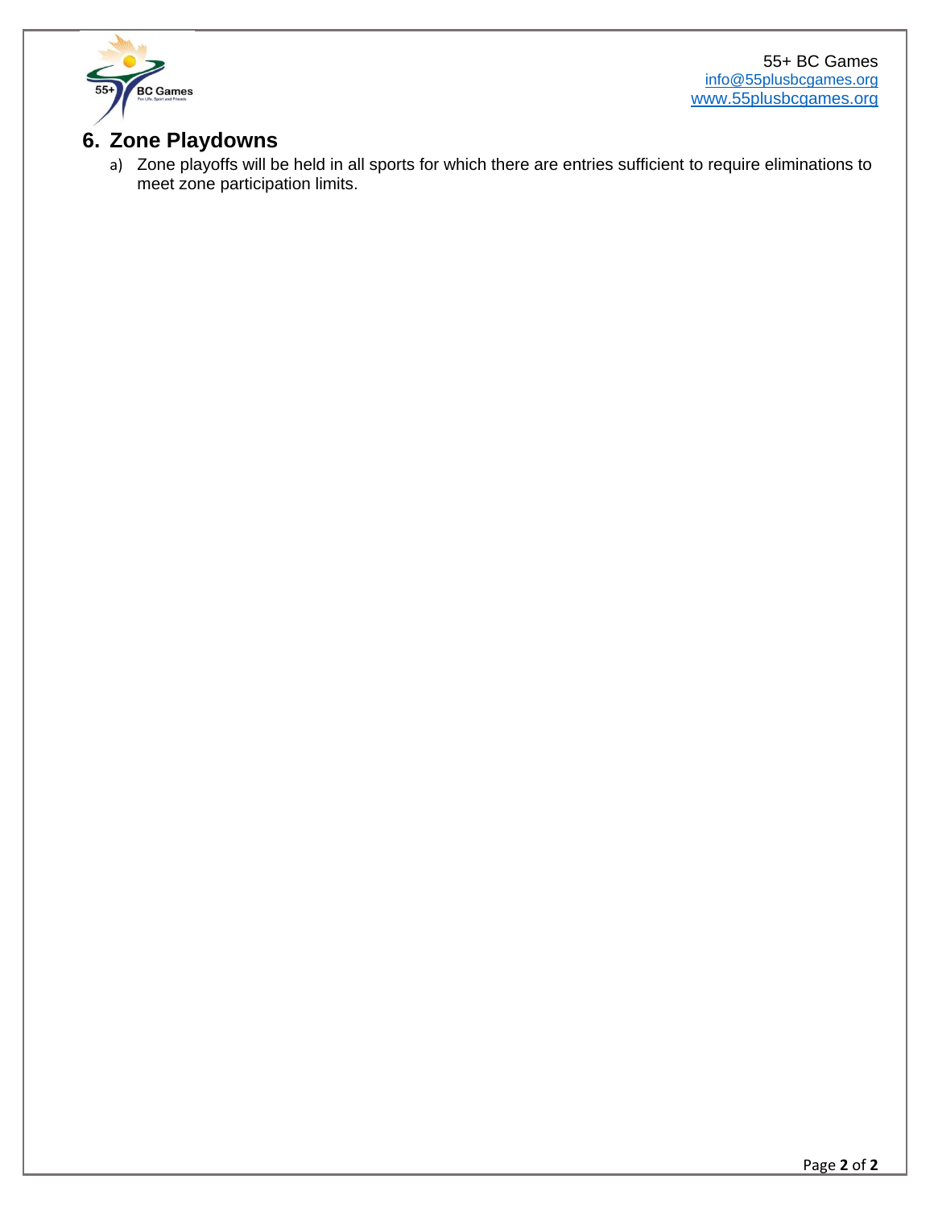## 6. Zone Playdowns

a) Zone playoffs will be held in all sports for which there are entries sufficient to require eliminations to meet zone participation limits.